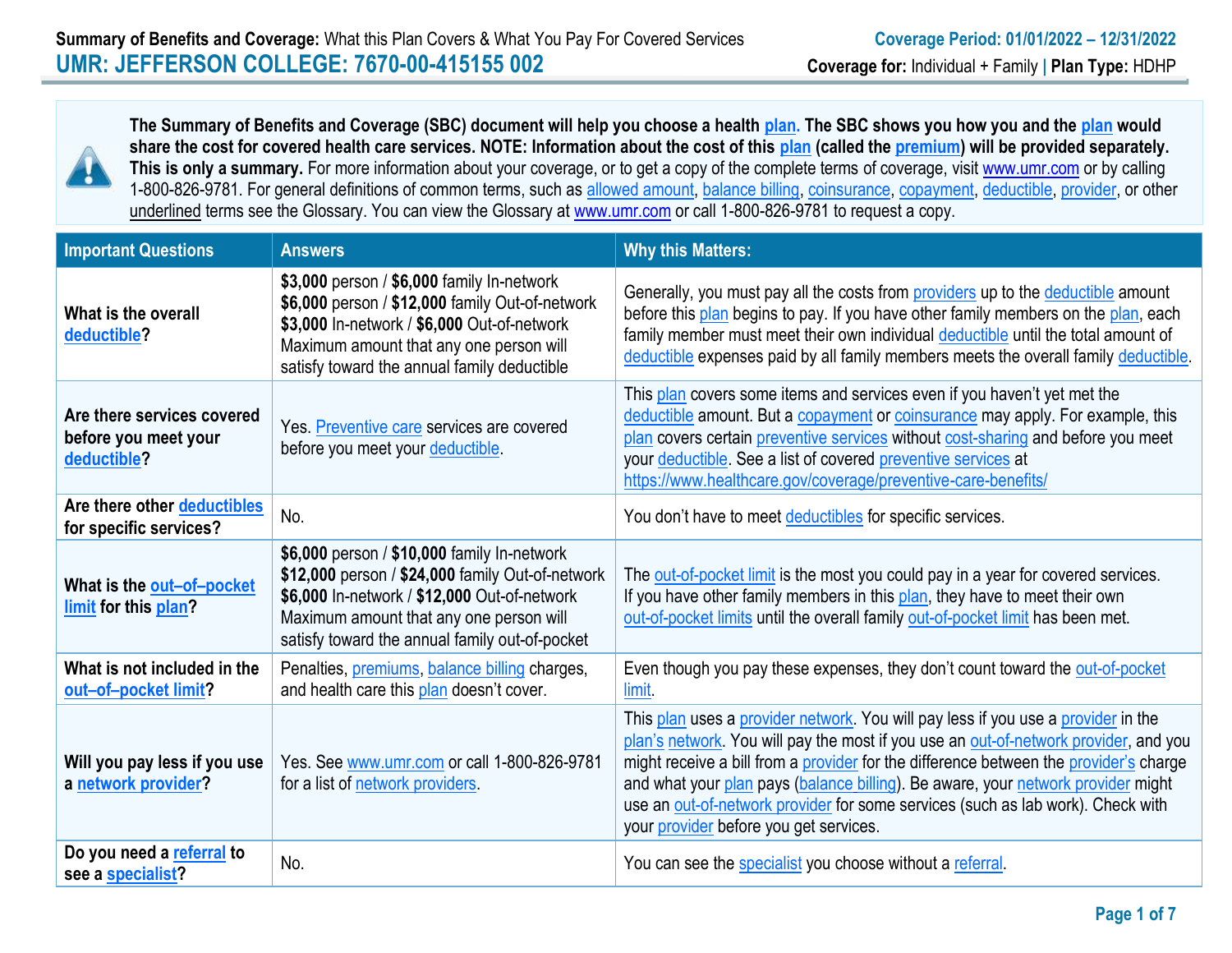**Summary of Benefits and Coverage:** What this Plan Covers & What You Pay For Covered Services

**Coverage Period: 01/01/2022 – 12/31/2022**

# UMR: JEFFERSON COLLEGE: 7670-00-415155 002

**Coverage for:** Individual + Family | **Plan Type:** HDHP

**The Summary of Benefits and Coverage (SBC) document will help you choose a health plan. The SBC shows you how you and the plan would share the cost for covered health care services. NOTE: Information about the cost of this plan (called the premium) will be provided separately. This is only a summary.** For more information about your coverage, or to get a copy of the complete terms of coverage, visit www.umr.com or by calling 1-800-826-9781. For general definitions of common terms, such as allowed amount, balance billing, coinsurance, copayment, deductible, provider, or other underlined terms see the Glossary. You can view the Glossary at www.umr.com or call 1-800-826-9781 to request a copy.

| Important Questions | Answers | Why this Matters: |
|---|---|---|
| **What is the overall deductible?** | **$3,000** person / **$6,000** family In-network<br>**$6,000** person / **$12,000** family Out-of-network<br>**$3,000** In-network / **$6,000** Out-of-network Maximum amount that any one person will satisfy toward the annual family deductible | Generally, you must pay all the costs from providers up to the deductible amount before this plan begins to pay. If you have other family members on the plan, each family member must meet their own individual deductible until the total amount of deductible expenses paid by all family members meets the overall family deductible. |
| **Are there services covered before you meet your deductible?** | Yes. Preventive care services are covered before you meet your deductible. | This plan covers some items and services even if you haven't yet met the deductible amount. But a copayment or coinsurance may apply. For example, this plan covers certain preventive services without cost-sharing and before you meet your deductible. See a list of covered preventive services at https://www.healthcare.gov/coverage/preventive-care-benefits/ |
| **Are there other deductibles for specific services?** | No. | You don't have to meet deductibles for specific services. |
| **What is the out–of–pocket limit for this plan?** | **$6,000** person / **$10,000** family In-network<br>**$12,000** person / **$24,000** family Out-of-network<br>**$6,000** In-network / **$12,000** Out-of-network Maximum amount that any one person will satisfy toward the annual family out-of-pocket | The out-of-pocket limit is the most you could pay in a year for covered services. If you have other family members in this plan, they have to meet their own out-of-pocket limits until the overall family out-of-pocket limit has been met. |
| **What is not included in the out–of–pocket limit?** | Penalties, premiums, balance billing charges, and health care this plan doesn't cover. | Even though you pay these expenses, they don't count toward the out-of-pocket limit. |
| **Will you pay less if you use a network provider?** | Yes. See www.umr.com or call 1-800-826-9781 for a list of network providers. | This plan uses a provider network. You will pay less if you use a provider in the plan's network. You will pay the most if you use an out-of-network provider, and you might receive a bill from a provider for the difference between the provider's charge and what your plan pays (balance billing). Be aware, your network provider might use an out-of-network provider for some services (such as lab work). Check with your provider before you get services. |
| **Do you need a referral to see a specialist?** | No. | You can see the specialist you choose without a referral. |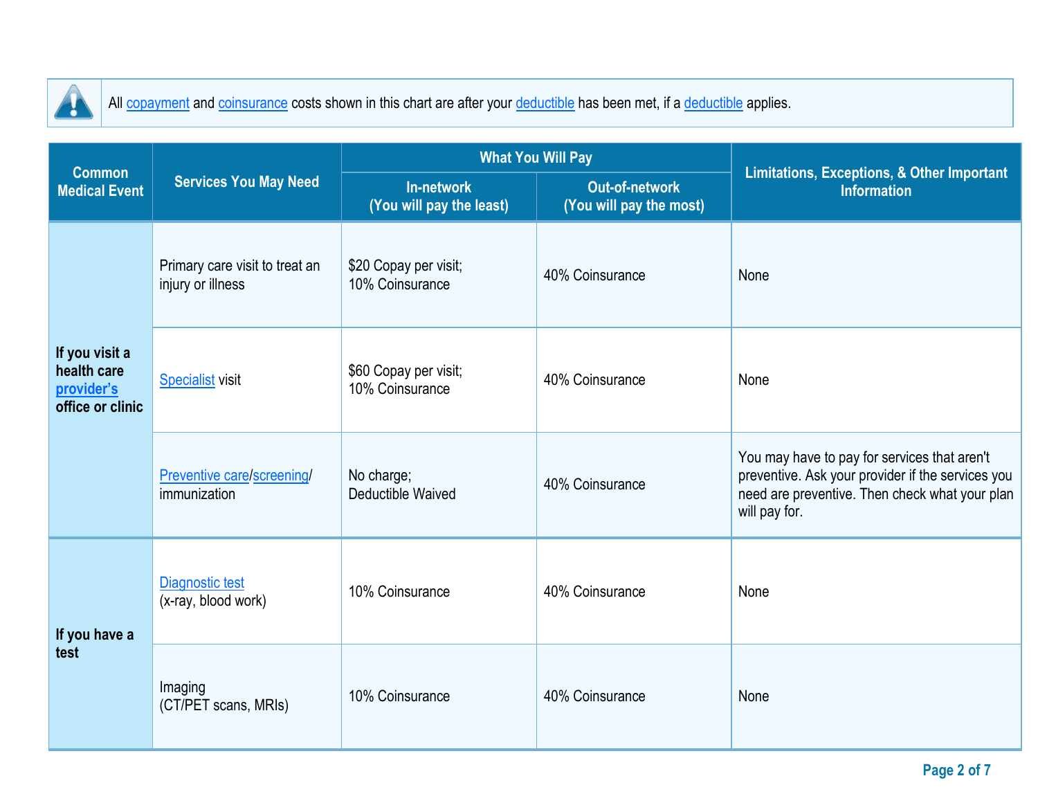All copayment and coinsurance costs shown in this chart are after your deductible has been met, if a deductible applies.

| Common Medical Event | Services You May Need | What You Will Pay | | Limitations, Exceptions, & Other Important Information |
|---|---|---|---|---|
| | | In-network (You will pay the least) | Out-of-network (You will pay the most) | |
| If you visit a health care provider's office or clinic | Primary care visit to treat an injury or illness | $20 Copay per visit; 10% Coinsurance | 40% Coinsurance | None |
| | Specialist visit | $60 Copay per visit; 10% Coinsurance | 40% Coinsurance | None |
| | Preventive care/screening/ immunization | No charge; Deductible Waived | 40% Coinsurance | You may have to pay for services that aren't preventive. Ask your provider if the services you need are preventive. Then check what your plan will pay for. |
| If you have a test | Diagnostic test (x-ray, blood work) | 10% Coinsurance | 40% Coinsurance | None |
| | Imaging (CT/PET scans, MRIs) | 10% Coinsurance | 40% Coinsurance | None |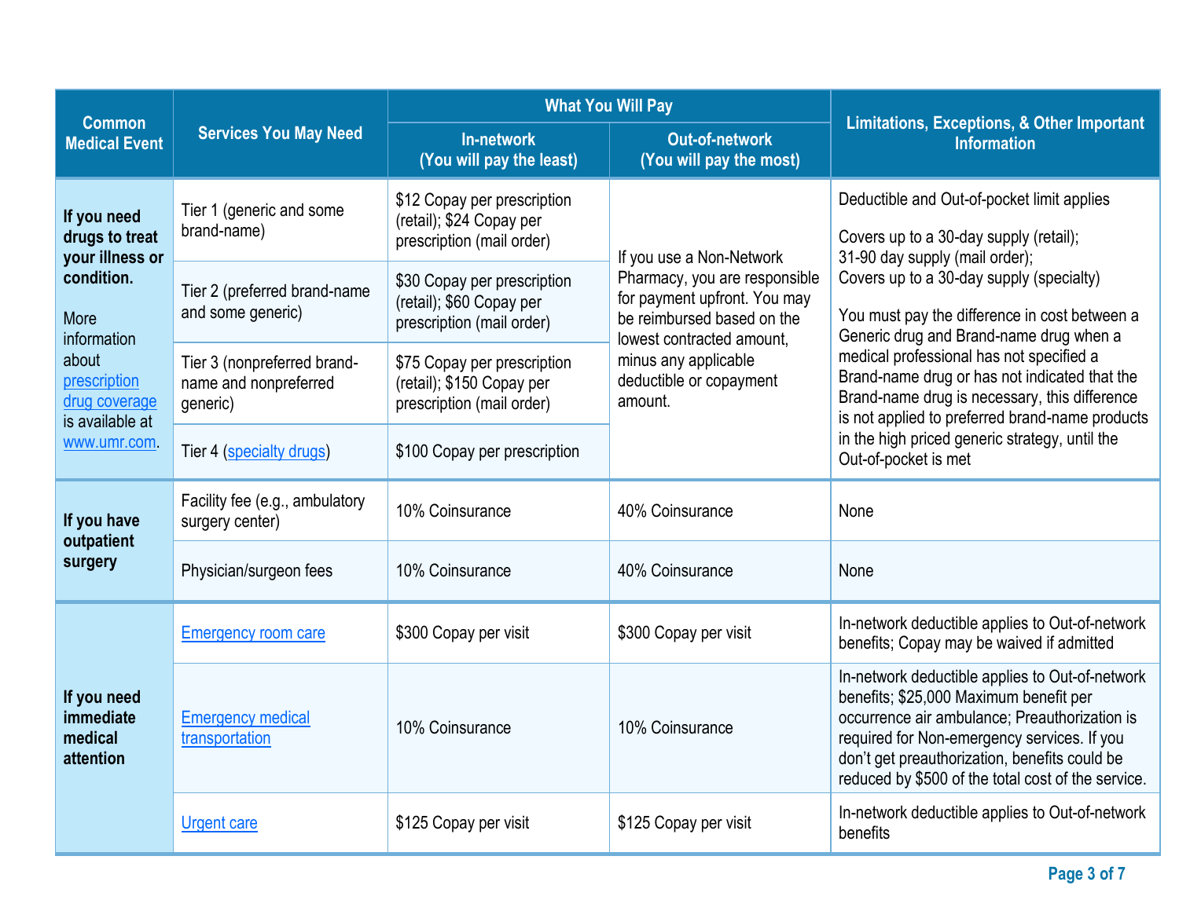| Common Medical Event | Services You May Need | What You Will Pay | | Limitations, Exceptions, & Other Important Information |
|---|---|---|---|---|
| | | In-network (You will pay the least) | Out-of-network (You will pay the most) | |
| **If you need drugs to treat your illness or condition.** More information about prescription drug coverage is available at www.umr.com. | Tier 1 (generic and some brand-name) | $12 Copay per prescription (retail); $24 Copay per prescription (mail order) | If you use a Non-Network Pharmacy, you are responsible for payment upfront. You may be reimbursed based on the lowest contracted amount, minus any applicable deductible or copayment amount. | Deductible and Out-of-pocket limit applies<br><br>Covers up to a 30-day supply (retail);<br>31-90 day supply (mail order);<br>Covers up to a 30-day supply (specialty)<br><br>You must pay the difference in cost between a Generic drug and Brand-name drug when a medical professional has not specified a Brand-name drug or has not indicated that the Brand-name drug is necessary, this difference is not applied to preferred brand-name products in the high priced generic strategy, until the Out-of-pocket is met |
| | Tier 2 (preferred brand-name and some generic) | $30 Copay per prescription (retail); $60 Copay per prescription (mail order) | | |
| | Tier 3 (nonpreferred brand-name and nonpreferred generic) | $75 Copay per prescription (retail); $150 Copay per prescription (mail order) | | |
| | Tier 4 (specialty drugs) | $100 Copay per prescription | | |
| **If you have outpatient surgery** | Facility fee (e.g., ambulatory surgery center) | 10% Coinsurance | 40% Coinsurance | None |
| | Physician/surgeon fees | 10% Coinsurance | 40% Coinsurance | None |
| **If you need immediate medical attention** | Emergency room care | $300 Copay per visit | $300 Copay per visit | In-network deductible applies to Out-of-network benefits; Copay may be waived if admitted |
| | Emergency medical transportation | 10% Coinsurance | 10% Coinsurance | In-network deductible applies to Out-of-network benefits; $25,000 Maximum benefit per occurrence air ambulance; Preauthorization is required for Non-emergency services. If you don't get preauthorization, benefits could be reduced by $500 of the total cost of the service. |
| | Urgent care | $125 Copay per visit | $125 Copay per visit | In-network deductible applies to Out-of-network benefits |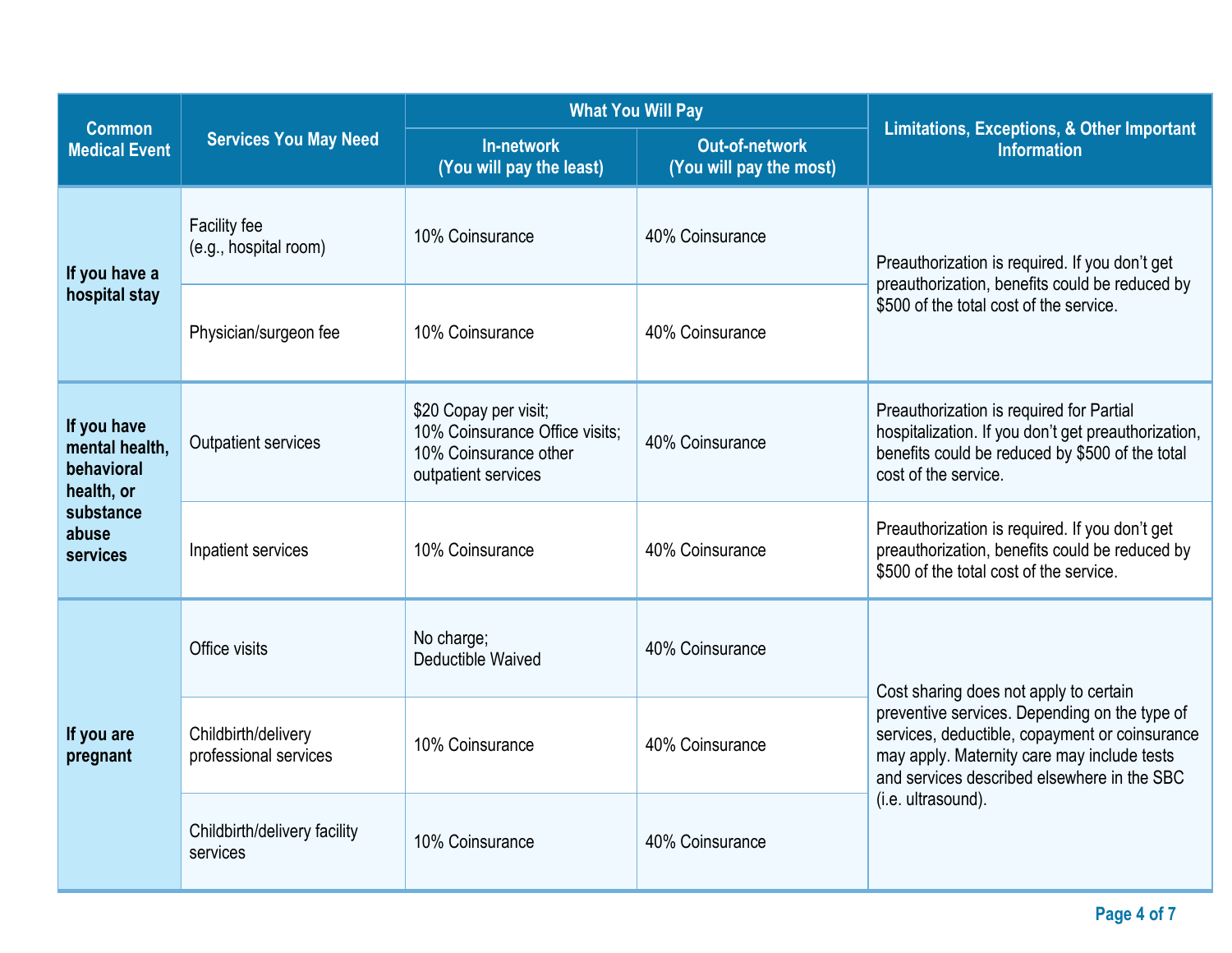| Common Medical Event | Services You May Need | What You Will Pay | | Limitations, Exceptions, & Other Important Information |
|---|---|---|---|---|
| | | In-network (You will pay the least) | Out-of-network (You will pay the most) | |
| **If you have a hospital stay** | Facility fee (e.g., hospital room) | 10% Coinsurance | 40% Coinsurance | Preauthorization is required. If you don't get preauthorization, benefits could be reduced by $500 of the total cost of the service. |
| | Physician/surgeon fee | 10% Coinsurance | 40% Coinsurance | |
| **If you have mental health, behavioral health, or substance abuse services** | Outpatient services | $20 Copay per visit; 10% Coinsurance Office visits; 10% Coinsurance other outpatient services | 40% Coinsurance | Preauthorization is required for Partial hospitalization. If you don't get preauthorization, benefits could be reduced by $500 of the total cost of the service. |
| | Inpatient services | 10% Coinsurance | 40% Coinsurance | Preauthorization is required. If you don't get preauthorization, benefits could be reduced by $500 of the total cost of the service. |
| **If you are pregnant** | Office visits | No charge; Deductible Waived | 40% Coinsurance | Cost sharing does not apply to certain preventive services. Depending on the type of services, deductible, copayment or coinsurance may apply. Maternity care may include tests and services described elsewhere in the SBC (i.e. ultrasound). |
| | Childbirth/delivery professional services | 10% Coinsurance | 40% Coinsurance | |
| | Childbirth/delivery facility services | 10% Coinsurance | 40% Coinsurance | |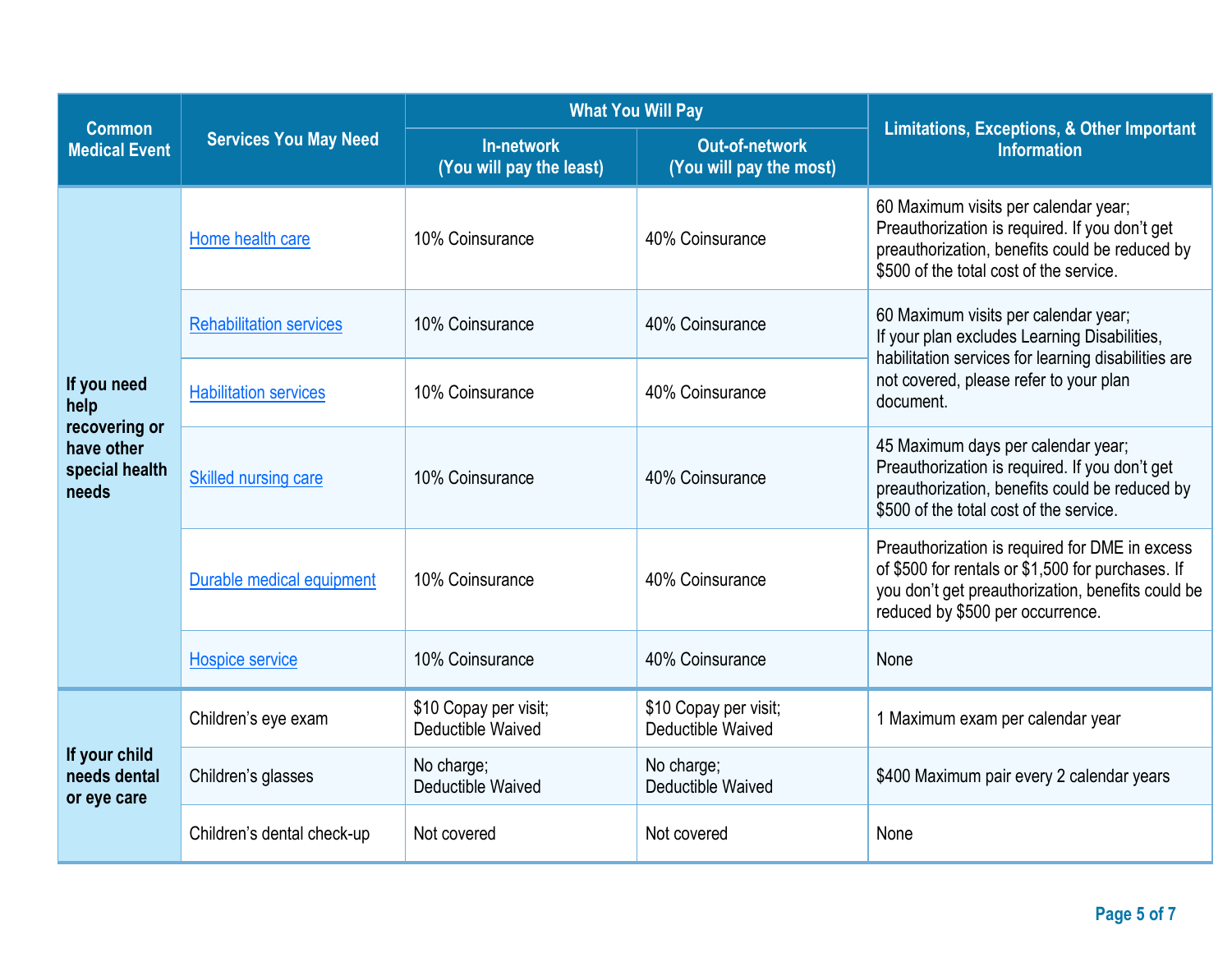| Common Medical Event | Services You May Need | What You Will Pay | | Limitations, Exceptions, & Other Important Information |
|---|---|---|---|---|
| | | In-network (You will pay the least) | Out-of-network (You will pay the most) | |
| If you need help recovering or have other special health needs | Home health care | 10% Coinsurance | 40% Coinsurance | 60 Maximum visits per calendar year; Preauthorization is required. If you don't get preauthorization, benefits could be reduced by $500 of the total cost of the service. |
| | Rehabilitation services | 10% Coinsurance | 40% Coinsurance | 60 Maximum visits per calendar year; If your plan excludes Learning Disabilities, habilitation services for learning disabilities are not covered, please refer to your plan document. |
| | Habilitation services | 10% Coinsurance | 40% Coinsurance | |
| | Skilled nursing care | 10% Coinsurance | 40% Coinsurance | 45 Maximum days per calendar year; Preauthorization is required. If you don't get preauthorization, benefits could be reduced by $500 of the total cost of the service. |
| | Durable medical equipment | 10% Coinsurance | 40% Coinsurance | Preauthorization is required for DME in excess of $500 for rentals or $1,500 for purchases. If you don't get preauthorization, benefits could be reduced by $500 per occurrence. |
| | Hospice service | 10% Coinsurance | 40% Coinsurance | None |
| If your child needs dental or eye care | Children's eye exam | $10 Copay per visit; Deductible Waived | $10 Copay per visit; Deductible Waived | 1 Maximum exam per calendar year |
| | Children's glasses | No charge; Deductible Waived | No charge; Deductible Waived | $400 Maximum pair every 2 calendar years |
| | Children's dental check-up | Not covered | Not covered | None |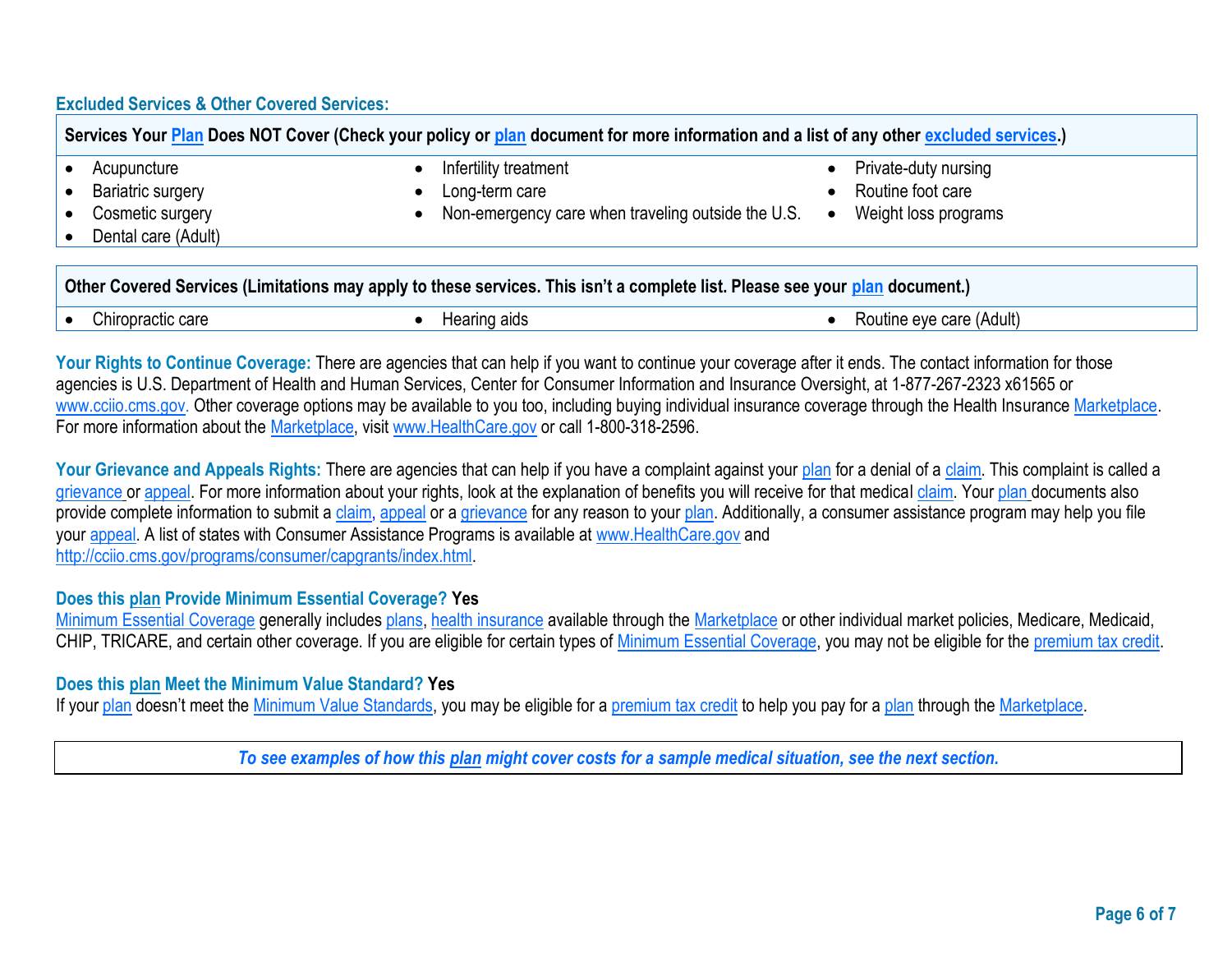## Excluded Services & Other Covered Services:

| Services Your Plan Does NOT Cover (Check your policy or plan document for more information and a list of any other excluded services.) | | |
|---|---|---|
| • Acupuncture<br>• Bariatric surgery<br>• Cosmetic surgery<br>• Dental care (Adult) | • Infertility treatment<br>• Long-term care<br>• Non-emergency care when traveling outside the U.S. | • Private-duty nursing<br>• Routine foot care<br>• Weight loss programs |

| Other Covered Services (Limitations may apply to these services. This isn't a complete list. Please see your plan document.) | | |
|---|---|---|
| • Chiropractic care | • Hearing aids | • Routine eye care (Adult) |

**Your Rights to Continue Coverage:** There are agencies that can help if you want to continue your coverage after it ends. The contact information for those agencies is U.S. Department of Health and Human Services, Center for Consumer Information and Insurance Oversight, at 1-877-267-2323 x61565 or www.cciio.cms.gov. Other coverage options may be available to you too, including buying individual insurance coverage through the Health Insurance Marketplace. For more information about the Marketplace, visit www.HealthCare.gov or call 1-800-318-2596.

**Your Grievance and Appeals Rights:** There are agencies that can help if you have a complaint against your plan for a denial of a claim. This complaint is called a grievance or appeal. For more information about your rights, look at the explanation of benefits you will receive for that medical claim. Your plan documents also provide complete information to submit a claim, appeal or a grievance for any reason to your plan. Additionally, a consumer assistance program may help you file your appeal. A list of states with Consumer Assistance Programs is available at www.HealthCare.gov and http://cciio.cms.gov/programs/consumer/capgrants/index.html.

**Does this plan Provide Minimum Essential Coverage? Yes**

Minimum Essential Coverage generally includes plans, health insurance available through the Marketplace or other individual market policies, Medicare, Medicaid, CHIP, TRICARE, and certain other coverage. If you are eligible for certain types of Minimum Essential Coverage, you may not be eligible for the premium tax credit.

**Does this plan Meet the Minimum Value Standard? Yes**

If your plan doesn't meet the Minimum Value Standards, you may be eligible for a premium tax credit to help you pay for a plan through the Marketplace.

***To see examples of how this plan might cover costs for a sample medical situation, see the next section.***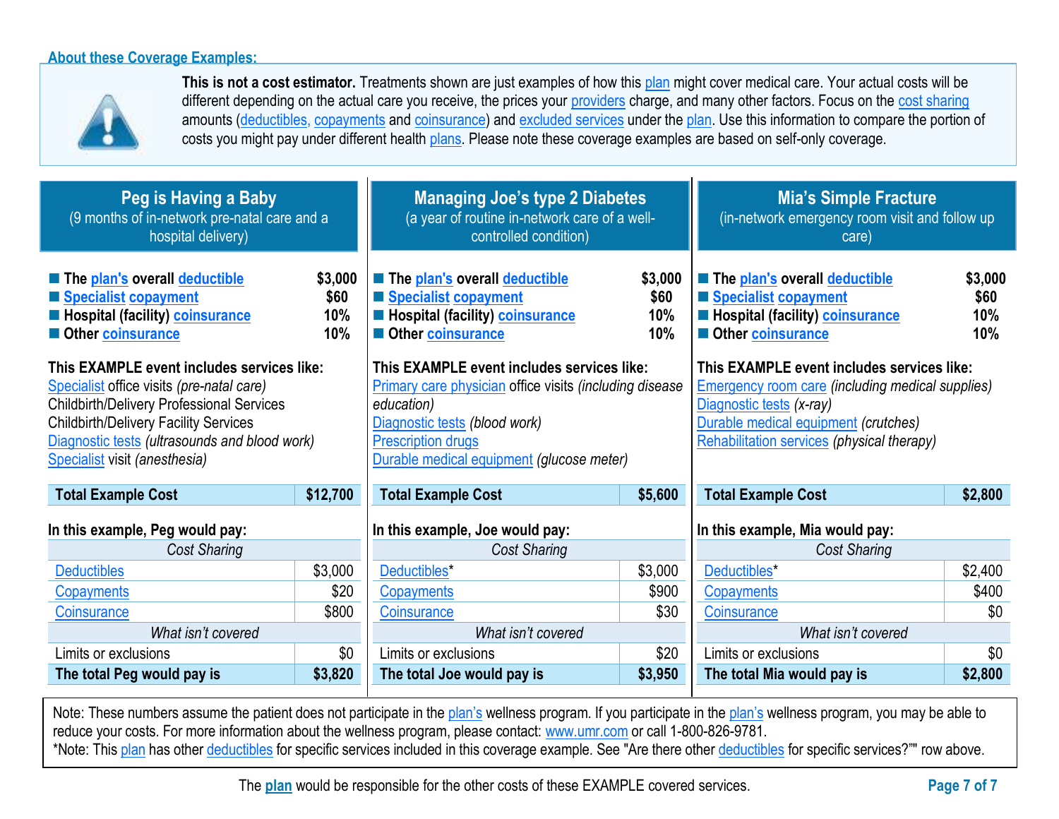## About these Coverage Examples:

**This is not a cost estimator.** Treatments shown are just examples of how this plan might cover medical care. Your actual costs will be different depending on the actual care you receive, the prices your providers charge, and many other factors. Focus on the cost sharing amounts (deductibles, copayments and coinsurance) and excluded services under the plan. Use this information to compare the portion of costs you might pay under different health plans. Please note these coverage examples are based on self-only coverage.

### Peg is Having a Baby
(9 months of in-network pre-natal care and a hospital delivery)

| | |
|---|---|
| ■ **The plan's overall deductible** | **$3,000** |
| ■ **Specialist copayment** | **$60** |
| ■ **Hospital (facility) coinsurance** | **10%** |
| ■ **Other coinsurance** | **10%** |

**This EXAMPLE event includes services like:**
Specialist office visits *(pre-natal care)*
Childbirth/Delivery Professional Services
Childbirth/Delivery Facility Services
Diagnostic tests *(ultrasounds and blood work)*
Specialist visit *(anesthesia)*

| **Total Example Cost** | **$12,700** |
|---|---|

**In this example, Peg would pay:**

| *Cost Sharing* | |
|---|---|
| Deductibles | $3,000 |
| Copayments | $20 |
| Coinsurance | $800 |
| *What isn't covered* | |
| Limits or exclusions | $0 |
| **The total Peg would pay is** | **$3,820** |

### Managing Joe's type 2 Diabetes
(a year of routine in-network care of a well-controlled condition)

| | |
|---|---|
| ■ **The plan's overall deductible** | **$3,000** |
| ■ **Specialist copayment** | **$60** |
| ■ **Hospital (facility) coinsurance** | **10%** |
| ■ **Other coinsurance** | **10%** |

**This EXAMPLE event includes services like:**
Primary care physician office visits *(including disease education)*
Diagnostic tests *(blood work)*
Prescription drugs
Durable medical equipment *(glucose meter)*

| **Total Example Cost** | **$5,600** |
|---|---|

**In this example, Joe would pay:**

| *Cost Sharing* | |
|---|---|
| Deductibles* | $3,000 |
| Copayments | $900 |
| Coinsurance | $30 |
| *What isn't covered* | |
| Limits or exclusions | $20 |
| **The total Joe would pay is** | **$3,950** |

### Mia's Simple Fracture
(in-network emergency room visit and follow up care)

| | |
|---|---|
| ■ **The plan's overall deductible** | **$3,000** |
| ■ **Specialist copayment** | **$60** |
| ■ **Hospital (facility) coinsurance** | **10%** |
| ■ **Other coinsurance** | **10%** |

**This EXAMPLE event includes services like:**
Emergency room care *(including medical supplies)*
Diagnostic tests *(x-ray)*
Durable medical equipment *(crutches)*
Rehabilitation services *(physical therapy)*

| **Total Example Cost** | **$2,800** |
|---|---|

**In this example, Mia would pay:**

| *Cost Sharing* | |
|---|---|
| Deductibles* | $2,400 |
| Copayments | $400 |
| Coinsurance | $0 |
| *What isn't covered* | |
| Limits or exclusions | $0 |
| **The total Mia would pay is** | **$2,800** |

Note: These numbers assume the patient does not participate in the plan's wellness program. If you participate in the plan's wellness program, you may be able to reduce your costs. For more information about the wellness program, please contact: www.umr.com or call 1-800-826-9781.
*Note: This plan has other deductibles for specific services included in this coverage example. See "Are there other deductibles for specific services?"" row above.

The **plan** would be responsible for the other costs of these EXAMPLE covered services.